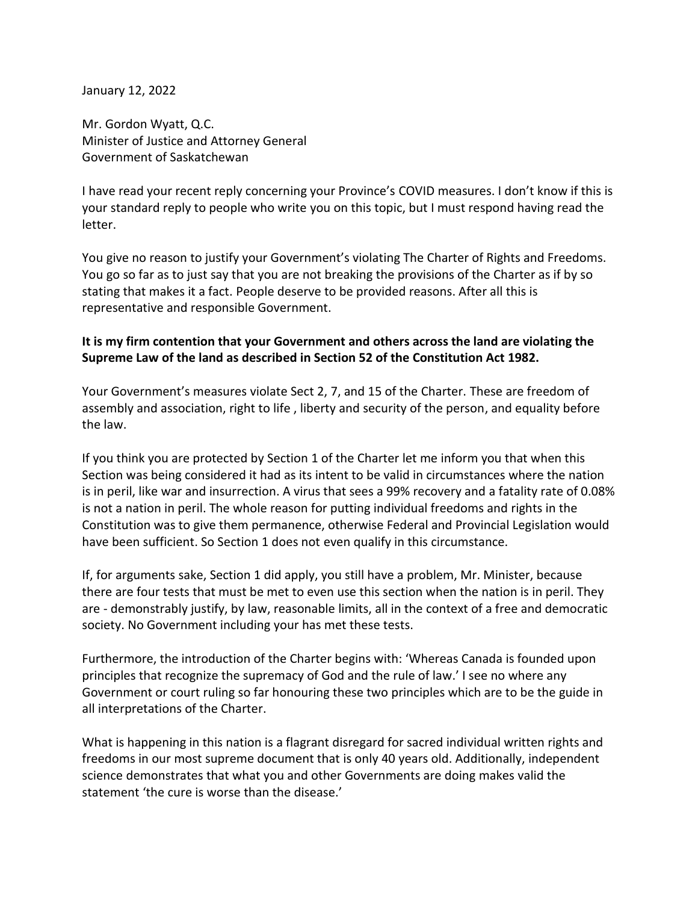January 12, 2022

Mr. Gordon Wyatt, Q.C.
Minister of Justice and Attorney General
Government of Saskatchewan

I have read your recent reply concerning your Province's COVID measures. I don't know if this is your standard reply to people who write you on this topic, but I must respond having read the letter.

You give no reason to justify your Government's violating The Charter of Rights and Freedoms. You go so far as to just say that you are not breaking the provisions of the Charter as if by so stating that makes it a fact. People deserve to be provided reasons. After all this is representative and responsible Government.

**It is my firm contention that your Government and others across the land are violating the Supreme Law of the land as described in Section 52 of the Constitution Act 1982.**

Your Government's measures violate Sect 2, 7, and 15 of the Charter. These are freedom of assembly and association, right to life , liberty and security of the person, and equality before the law.

If you think you are protected by Section 1 of the Charter let me inform you that when this Section was being considered it had as its intent to be valid in circumstances where the nation is in peril, like war and insurrection. A virus that sees a 99% recovery and a fatality rate of 0.08% is not a nation in peril. The whole reason for putting individual freedoms and rights in the Constitution was to give them permanence, otherwise Federal and Provincial Legislation would have been sufficient. So Section 1 does not even qualify in this circumstance.

If, for arguments sake, Section 1 did apply, you still have a problem, Mr. Minister, because there are four tests that must be met to even use this section when the nation is in peril. They are - demonstrably justify, by law, reasonable limits, all in the context of a free and democratic society. No Government including your has met these tests.

Furthermore, the introduction of the Charter begins with: 'Whereas Canada is founded upon principles that recognize the supremacy of God and the rule of law.' I see no where any Government or court ruling so far honouring these two principles which are to be the guide in all interpretations of the Charter.

What is happening in this nation is a flagrant disregard for sacred individual written rights and freedoms in our most supreme document that is only 40 years old. Additionally, independent science demonstrates that what you and other Governments are doing makes valid the statement 'the cure is worse than the disease.'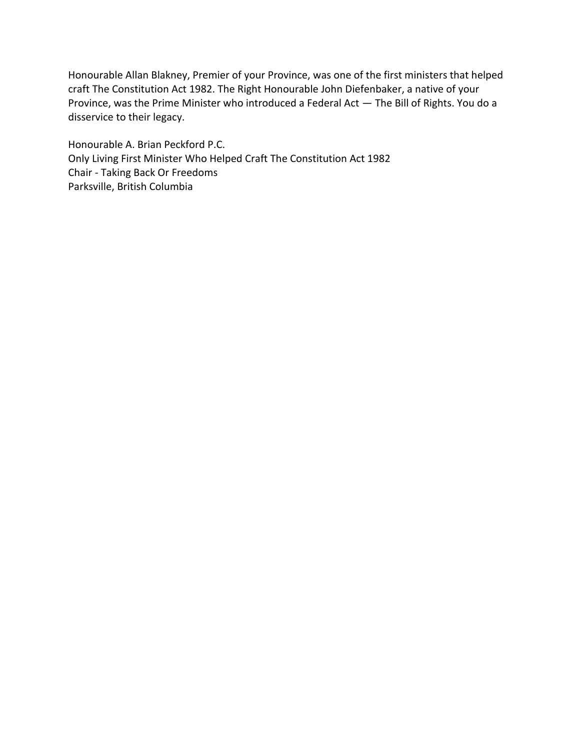Honourable Allan Blakney, Premier of your Province, was one of the first ministers that helped craft The Constitution Act 1982. The Right Honourable John Diefenbaker, a native of your Province, was the Prime Minister who introduced a Federal Act — The Bill of Rights. You do a disservice to their legacy.

Honourable A. Brian Peckford P.C.
Only Living First Minister Who Helped Craft The Constitution Act 1982
Chair - Taking Back Or Freedoms
Parksville, British Columbia